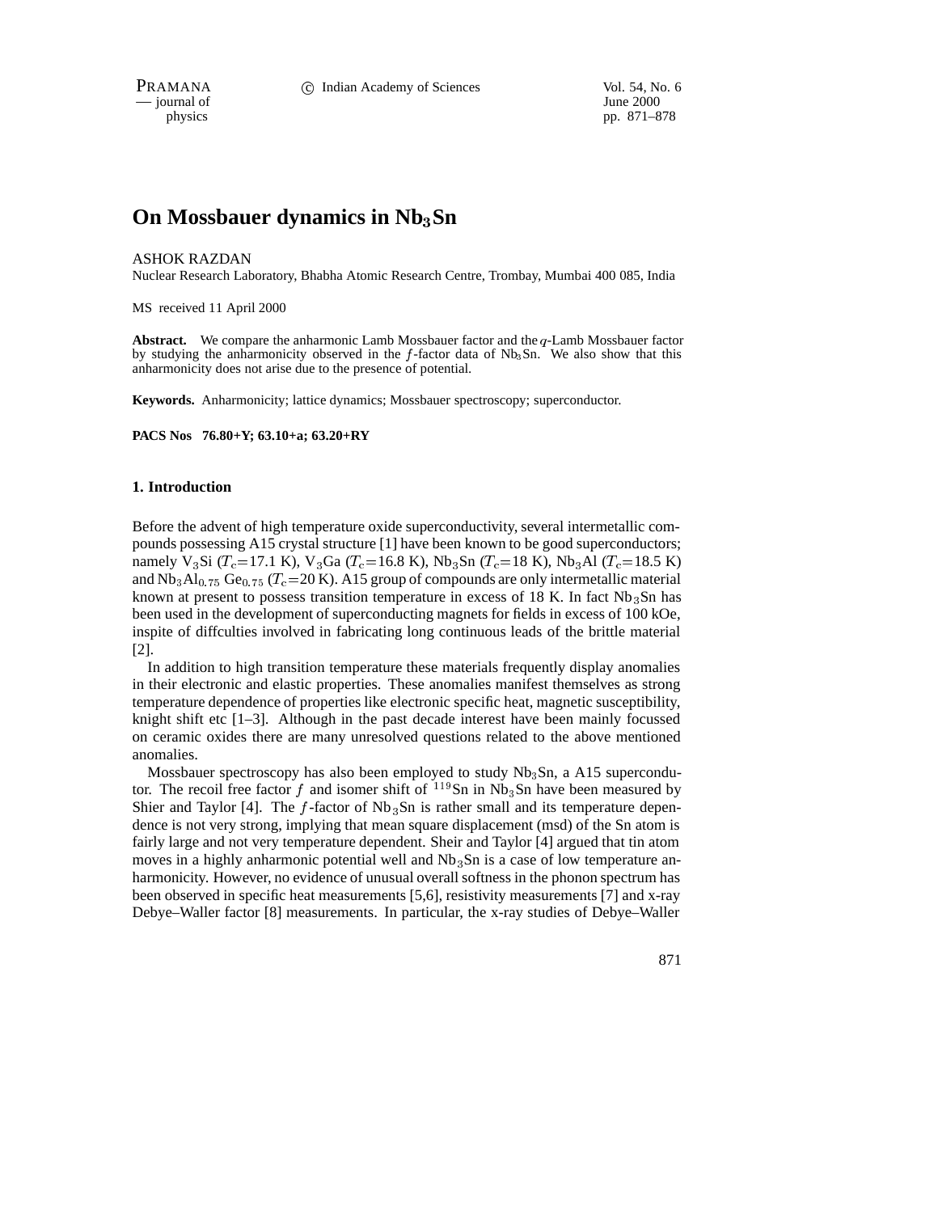# On Mossbauer dynamics in $Nb_3Sn$

ASHOK RAZDAN

Nuclear Research Laboratory, Bhabha Atomic Research Centre, Trombay, Mumbai 400 085, India

MS received 11 April 2000

**Abstract.** We compare the anharmonic Lamb Mossbauer factor and the $q$-Lamb Mossbauer factor by studying the anharmonicity observed in the $f$-factor data of $Nb_3Sn$. We also show that this anharmonicity does not arise due to the presence of potential.

**Keywords.** Anharmonicity; lattice dynamics; Mossbauer spectroscopy; superconductor.

**PACS Nos 76.80+Y; 63.10+a; 63.20+RY**

## 1. Introduction

Before the advent of high temperature oxide superconductivity, several intermetallic compounds possessing A15 crystal structure [1] have been known to be good superconductors; namely $V_3Si$ ($T_c$=17.1 K), $V_3Ga$ ($T_c$=16.8 K), $Nb_3Sn$ ($T_c$=18 K), $Nb_3Al$ ($T_c$=18.5 K) and $Nb_3Al_{0.75}$ $Ge_{0.75}$ ($T_c$=20 K). A15 group of compounds are only intermetallic material known at present to possess transition temperature in excess of 18 K. In fact $Nb_3Sn$ has been used in the development of superconducting magnets for fields in excess of 100 kOe, inspite of diffculties involved in fabricating long continuous leads of the brittle material [2].

In addition to high transition temperature these materials frequently display anomalies in their electronic and elastic properties. These anomalies manifest themselves as strong temperature dependence of properties like electronic specific heat, magnetic susceptibility, knight shift etc [1–3]. Although in the past decade interest have been mainly focussed on ceramic oxides there are many unresolved questions related to the above mentioned anomalies.

Mossbauer spectroscopy has also been employed to study $Nb_3Sn$, a A15 superconductor. The recoil free factor $f$ and isomer shift of $^{119}Sn$ in $Nb_3Sn$ have been measured by Shier and Taylor [4]. The $f$-factor of $Nb_3Sn$ is rather small and its temperature dependence is not very strong, implying that mean square displacement (msd) of the Sn atom is fairly large and not very temperature dependent. Sheir and Taylor [4] argued that tin atom moves in a highly anharmonic potential well and $Nb_3Sn$ is a case of low temperature anharmonicity. However, no evidence of unusual overall softness in the phonon spectrum has been observed in specific heat measurements [5,6], resistivity measurements [7] and x-ray Debye–Waller factor [8] measurements. In particular, the x-ray studies of Debye–Waller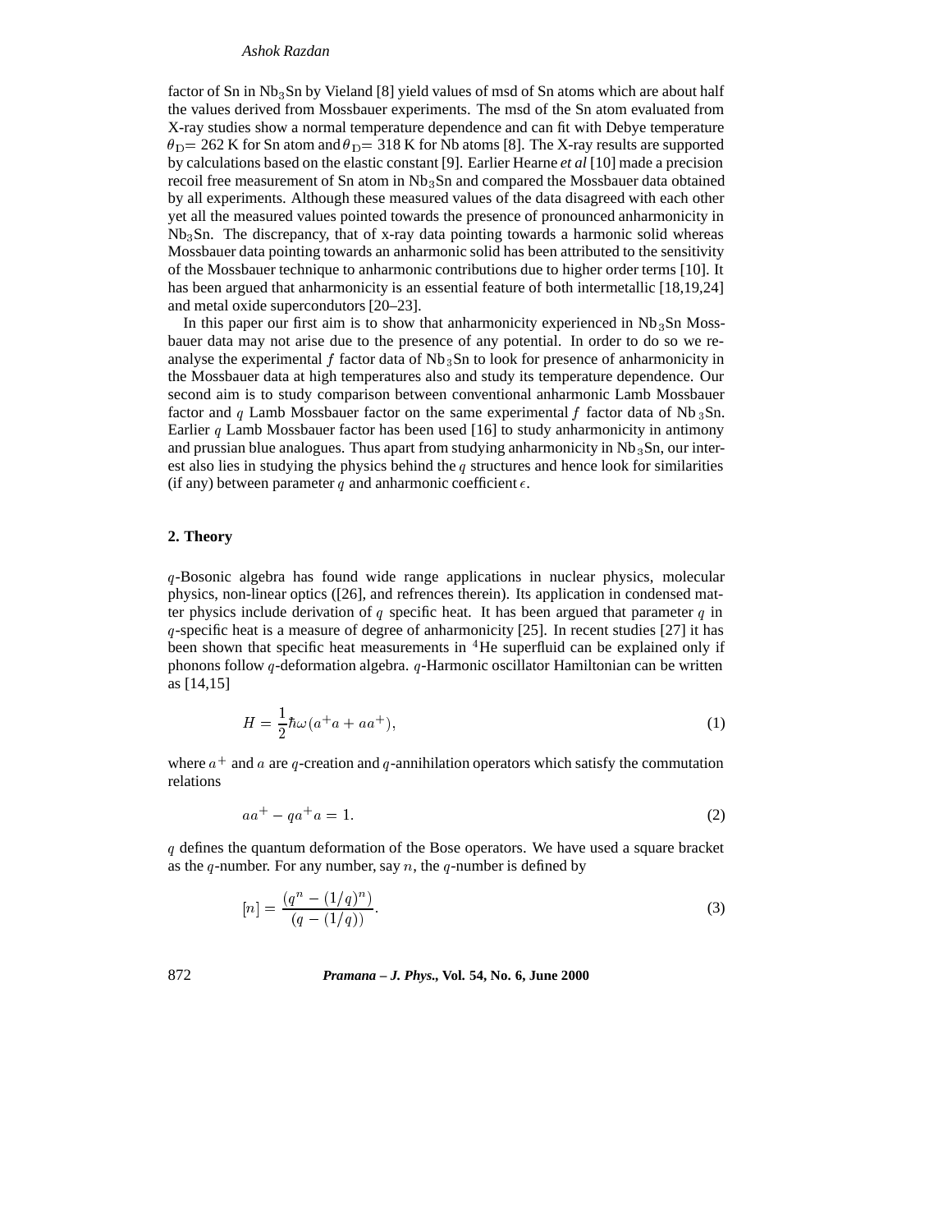factor of Sn in $Nb_3Sn$ by Vieland [8] yield values of msd of Sn atoms which are about half the values derived from Mossbauer experiments. The msd of the Sn atom evaluated from X-ray studies show a normal temperature dependence and can fit with Debye temperature $\theta_D$= 262 K for Sn atom and $\theta_D$= 318 K for Nb atoms [8]. The X-ray results are supported by calculations based on the elastic constant [9]. Earlier Hearne *et al* [10] made a precision recoil free measurement of Sn atom in $Nb_3Sn$ and compared the Mossbauer data obtained by all experiments. Although these measured values of the data disagreed with each other yet all the measured values pointed towards the presence of pronounced anharmonicity in $Nb_3Sn$. The discrepancy, that of x-ray data pointing towards a harmonic solid whereas Mossbauer data pointing towards an anharmonic solid has been attributed to the sensitivity of the Mossbauer technique to anharmonic contributions due to higher order terms [10]. It has been argued that anharmonicity is an essential feature of both intermetallic [18,19,24] and metal oxide supercondutors [20–23].

In this paper our first aim is to show that anharmonicity experienced in $Nb_3Sn$ Mossbauer data may not arise due to the presence of any potential. In order to do so we reanalyse the experimental $f$ factor data of $Nb_3Sn$ to look for presence of anharmonicity in the Mossbauer data at high temperatures also and study its temperature dependence. Our second aim is to study comparison between conventional anharmonic Lamb Mossbauer factor and $q$ Lamb Mossbauer factor on the same experimental $f$ factor data of $Nb_3Sn$. Earlier $q$ Lamb Mossbauer factor has been used [16] to study anharmonicity in antimony and prussian blue analogues. Thus apart from studying anharmonicity in $Nb_3Sn$, our interest also lies in studying the physics behind the $q$ structures and hence look for similarities (if any) between parameter $q$ and anharmonic coefficient $\epsilon$.

## 2. Theory

$q$-Bosonic algebra has found wide range applications in nuclear physics, molecular physics, non-linear optics ([26], and refrences therein). Its application in condensed matter physics include derivation of $q$ specific heat. It has been argued that parameter $q$ in $q$-specific heat is a measure of degree of anharmonicity [25]. In recent studies [27] it has been shown that specific heat measurements in $^4$He superfluid can be explained only if phonons follow $q$-deformation algebra. $q$-Harmonic oscillator Hamiltonian can be written as [14,15]

$$H = \frac{1}{2}\hbar\omega(a^+a + aa^+), \tag{1}$$

where $a^+$ and $a$ are $q$-creation and $q$-annihilation operators which satisfy the commutation relations

$$aa^+ - qa^+a = 1. \tag{2}$$

$q$ defines the quantum deformation of the Bose operators. We have used a square bracket as the $q$-number. For any number, say $n$, the $q$-number is defined by

$$[n] = \frac{(q^n - (1/q)^n)}{(q - (1/q))}. \tag{3}$$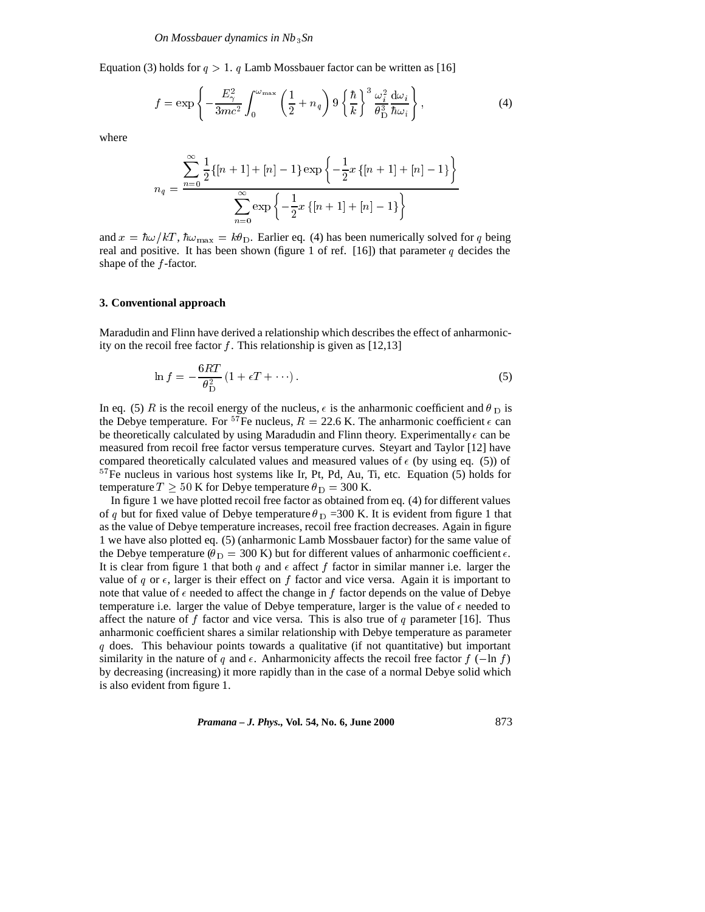Equation (3) holds for $q > 1$. $q$ Lamb Mossbauer factor can be written as [16]

$$f = \exp\left\{-\frac{E_\gamma^2}{3mc^2}\int_0^{\omega_{\max}}\left(\frac{1}{2}+n_q\right)9\left\{\frac{\hbar}{k}\right\}^3\frac{\omega_i^2}{\theta_{\rm D}^3}\frac{\mathrm{d}\omega_i}{\hbar\omega_i}\right\}, \tag{4}$$

where

$$n_q = \frac{\displaystyle\sum_{n=0}^{\infty}\frac{1}{2}\{[n+1]+[n]-1\}\exp\left\{-\frac{1}{2}x\{[n+1]+[n]-1\}\right\}}{\displaystyle\sum_{n=0}^{\infty}\exp\left\{-\frac{1}{2}x\{[n+1]+[n]-1\}\right\}}$$

and $x = \hbar\omega/kT$, $\hbar\omega_{\max} = k\theta_{\rm D}$. Earlier eq. (4) has been numerically solved for $q$ being real and positive. It has been shown (figure 1 of ref. [16]) that parameter $q$ decides the shape of the $f$-factor.

### 3. Conventional approach

Maradudin and Flinn have derived a relationship which describes the effect of anharmonicity on the recoil free factor $f$. This relationship is given as [12,13]

$$\ln f = -\frac{6RT}{\theta_{\rm D}^2}\left(1+\epsilon T+\cdots\right). \tag{5}$$

In eq. (5) $R$ is the recoil energy of the nucleus, $\epsilon$ is the anharmonic coefficient and $\theta_{\rm D}$ is the Debye temperature. For $^{57}$Fe nucleus, $R = 22.6$ K. The anharmonic coefficient $\epsilon$ can be theoretically calculated by using Maradudin and Flinn theory. Experimentally $\epsilon$ can be measured from recoil free factor versus temperature curves. Steyart and Taylor [12] have compared theoretically calculated values and measured values of $\epsilon$ (by using eq. (5)) of $^{57}$Fe nucleus in various host systems like Ir, Pt, Pd, Au, Ti, etc. Equation (5) holds for temperature $T \geq 50$ K for Debye temperature $\theta_{\rm D} = 300$ K.

In figure 1 we have plotted recoil free factor as obtained from eq. (4) for different values of $q$ but for fixed value of Debye temperature $\theta_{\rm D}$ =300 K. It is evident from figure 1 that as the value of Debye temperature increases, recoil free fraction decreases. Again in figure 1 we have also plotted eq. (5) (anharmonic Lamb Mossbauer factor) for the same value of the Debye temperature ($\theta_{\rm D} = 300$ K) but for different values of anharmonic coefficient $\epsilon$. It is clear from figure 1 that both $q$ and $\epsilon$ affect $f$ factor in similar manner i.e. larger the value of $q$ or $\epsilon$, larger is their effect on $f$ factor and vice versa. Again it is important to note that value of $\epsilon$ needed to affect the change in $f$ factor depends on the value of Debye temperature i.e. larger the value of Debye temperature, larger is the value of $\epsilon$ needed to affect the nature of $f$ factor and vice versa. This is also true of $q$ parameter [16]. Thus anharmonic coefficient shares a similar relationship with Debye temperature as parameter $q$ does. This behaviour points towards a qualitative (if not quantitative) but important similarity in the nature of $q$ and $\epsilon$. Anharmonicity affects the recoil free factor $f$ ($-\ln f$) by decreasing (increasing) it more rapidly than in the case of a normal Debye solid which is also evident from figure 1.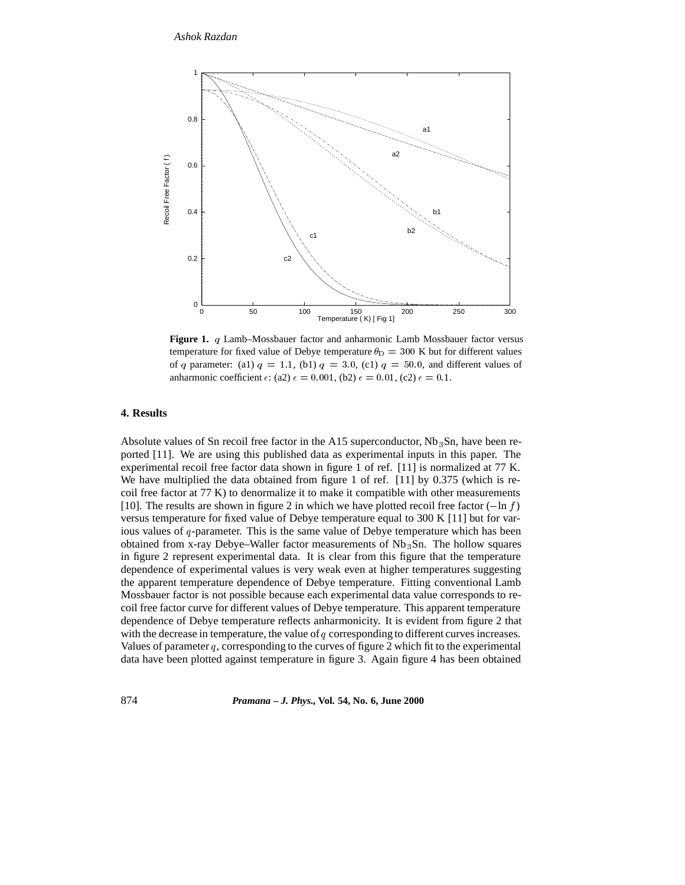**Figure 1.** $q$ Lamb–Mossbauer factor and anharmonic Lamb Mossbauer factor versus temperature for fixed value of Debye temperature $\theta_D = 300$ K but for different values of $q$ parameter: (a1) $q = 1.1$, (b1) $q = 3.0$, (c1) $q = 50.0$, and different values of anharmonic coefficient $\epsilon$: (a2) $\epsilon = 0.001$, (b2) $\epsilon = 0.01$, (c2) $\epsilon = 0.1$.

## 4. Results

Absolute values of Sn recoil free factor in the A15 superconductor, $Nb_3Sn$, have been reported [11]. We are using this published data as experimental inputs in this paper. The experimental recoil free factor data shown in figure 1 of ref. [11] is normalized at 77 K. We have multiplied the data obtained from figure 1 of ref. [11] by 0.375 (which is recoil free factor at 77 K) to denormalize it to make it compatible with other measurements [10]. The results are shown in figure 2 in which we have plotted recoil free factor ($-\ln f$) versus temperature for fixed value of Debye temperature equal to 300 K [11] but for various values of $q$-parameter. This is the same value of Debye temperature which has been obtained from x-ray Debye–Waller factor measurements of $Nb_3Sn$. The hollow squares in figure 2 represent experimental data. It is clear from this figure that the temperature dependence of experimental values is very weak even at higher temperatures suggesting the apparent temperature dependence of Debye temperature. Fitting conventional Lamb Mossbauer factor is not possible because each experimental data value corresponds to recoil free factor curve for different values of Debye temperature. This apparent temperature dependence of Debye temperature reflects anharmonicity. It is evident from figure 2 that with the decrease in temperature, the value of $q$ corresponding to different curves increases. Values of parameter $q$, corresponding to the curves of figure 2 which fit to the experimental data have been plotted against temperature in figure 3. Again figure 4 has been obtained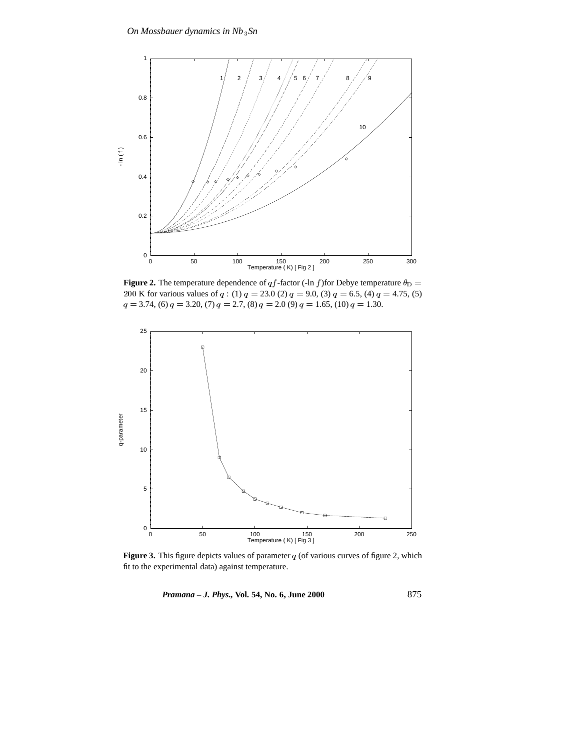**Figure 2.** The temperature dependence of $qf$-factor (-ln $f$)for Debye temperature $\theta_{\rm D} =$ 200 K for various values of $q$ : (1) $q = 23.0$ (2) $q = 9.0$, (3) $q = 6.5$, (4) $q = 4.75$, (5) $q = 3.74$, (6) $q = 3.20$, (7) $q = 2.7$, (8) $q = 2.0$ (9) $q = 1.65$, (10) $q = 1.30$.

**Figure 3.** This figure depicts values of parameter $q$ (of various curves of figure 2, which fit to the experimental data) against temperature.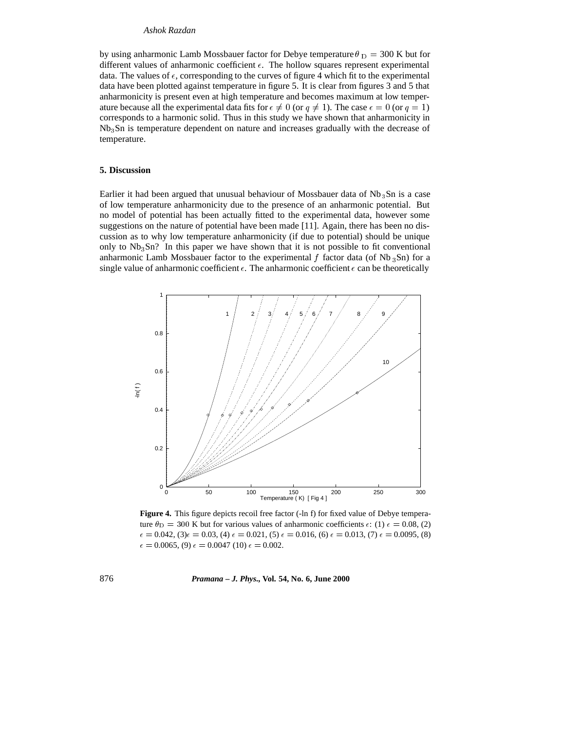by using anharmonic Lamb Mossbauer factor for Debye temperature $\theta_D = 300$ K but for different values of anharmonic coefficient $\epsilon$. The hollow squares represent experimental data. The values of $\epsilon$, corresponding to the curves of figure 4 which fit to the experimental data have been plotted against temperature in figure 5. It is clear from figures 3 and 5 that anharmonicity is present even at high temperature and becomes maximum at low temperature because all the experimental data fits for $\epsilon \neq 0$ (or $q \neq 1$). The case $\epsilon = 0$ (or $q = 1$) corresponds to a harmonic solid. Thus in this study we have shown that anharmonicity in $Nb_3Sn$ is temperature dependent on nature and increases gradually with the decrease of temperature.

### 5. Discussion

Earlier it had been argued that unusual behaviour of Mossbauer data of $Nb_3Sn$ is a case of low temperature anharmonicity due to the presence of an anharmonic potential. But no model of potential has been actually fitted to the experimental data, however some suggestions on the nature of potential have been made [11]. Again, there has been no discussion as to why low temperature anharmonicity (if due to potential) should be unique only to $Nb_3Sn$? In this paper we have shown that it is not possible to fit conventional anharmonic Lamb Mossbauer factor to the experimental $f$ factor data (of $Nb_3Sn$) for a single value of anharmonic coefficient $\epsilon$. The anharmonic coefficient $\epsilon$ can be theoretically

**Figure 4.** This figure depicts recoil free factor (-ln f) for fixed value of Debye temperature $\theta_D = 300$ K but for various values of anharmonic coefficients $\epsilon$: (1) $\epsilon = 0.08$, (2) $\epsilon = 0.042$, (3) $\epsilon = 0.03$, (4) $\epsilon = 0.021$, (5) $\epsilon = 0.016$, (6) $\epsilon = 0.013$, (7) $\epsilon = 0.0095$, (8) $\epsilon = 0.0065$, (9) $\epsilon = 0.0047$ (10) $\epsilon = 0.002$.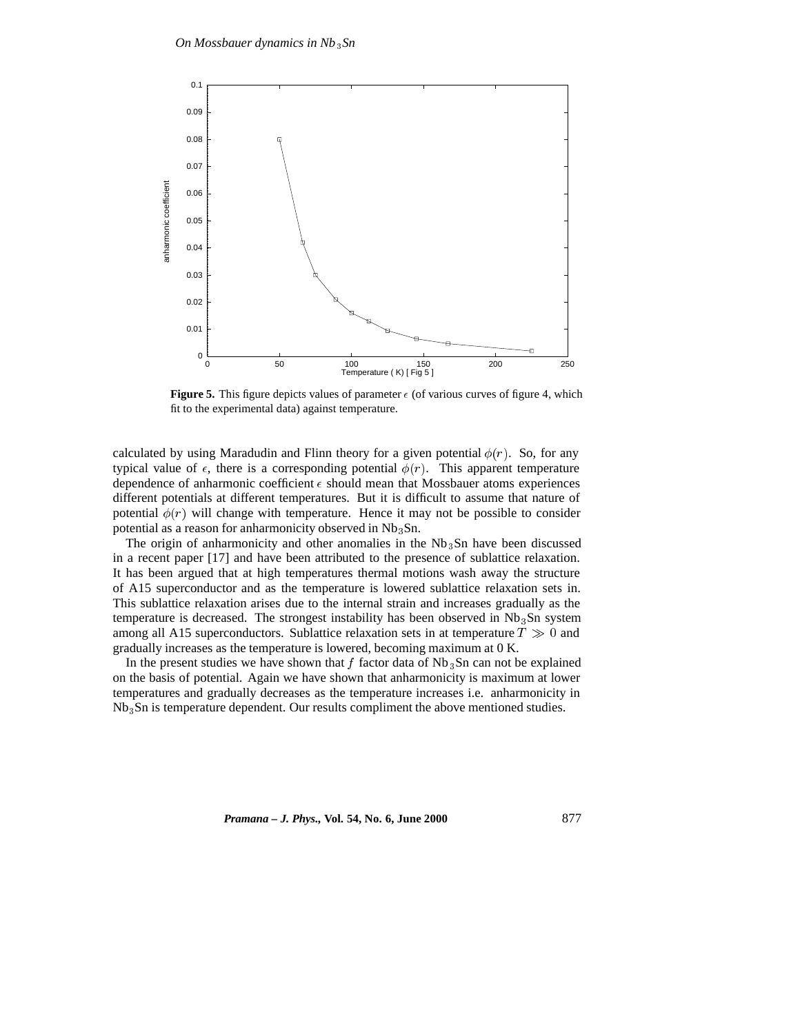**Figure 5.** This figure depicts values of parameter $\epsilon$ (of various curves of figure 4, which fit to the experimental data) against temperature.

calculated by using Maradudin and Flinn theory for a given potential $\phi(r)$. So, for any typical value of $\epsilon$, there is a corresponding potential $\phi(r)$. This apparent temperature dependence of anharmonic coefficient $\epsilon$ should mean that Mossbauer atoms experiences different potentials at different temperatures. But it is difficult to assume that nature of potential $\phi(r)$ will change with temperature. Hence it may not be possible to consider potential as a reason for anharmonicity observed in $Nb_3Sn$.

The origin of anharmonicity and other anomalies in the $Nb_3Sn$ have been discussed in a recent paper [17] and have been attributed to the presence of sublattice relaxation. It has been argued that at high temperatures thermal motions wash away the structure of A15 superconductor and as the temperature is lowered sublattice relaxation sets in. This sublattice relaxation arises due to the internal strain and increases gradually as the temperature is decreased. The strongest instability has been observed in $Nb_3Sn$ system among all A15 superconductors. Sublattice relaxation sets in at temperature $T \gg 0$ and gradually increases as the temperature is lowered, becoming maximum at 0 K.

In the present studies we have shown that $f$ factor data of $Nb_3Sn$ can not be explained on the basis of potential. Again we have shown that anharmonicity is maximum at lower temperatures and gradually decreases as the temperature increases i.e. anharmonicity in $Nb_3Sn$ is temperature dependent. Our results compliment the above mentioned studies.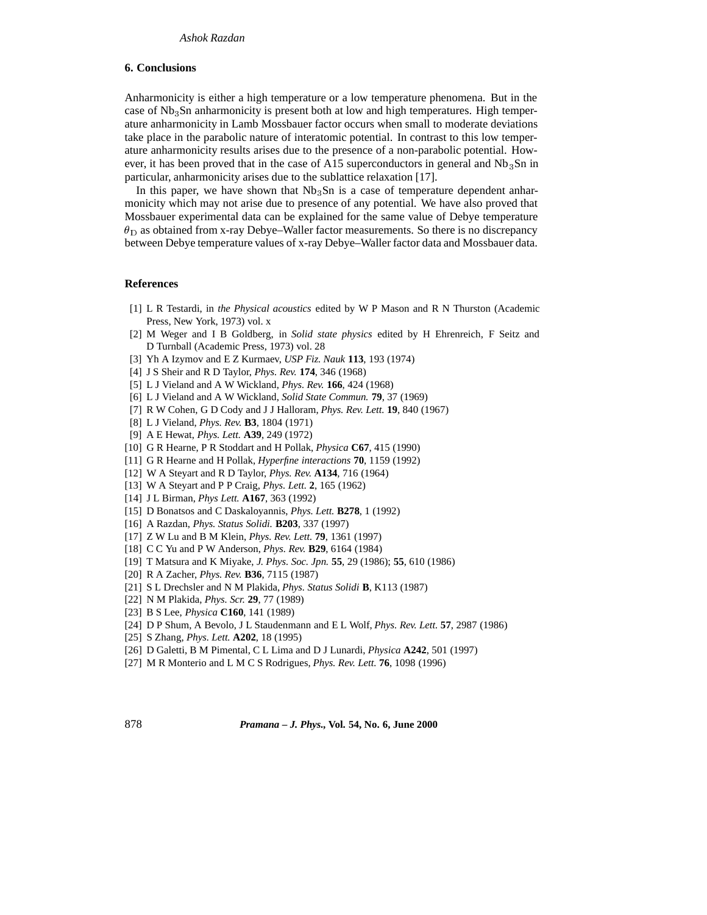## 6. Conclusions

Anharmonicity is either a high temperature or a low temperature phenomena. But in the case of $Nb_3Sn$ anharmonicity is present both at low and high temperatures. High temperature anharmonicity in Lamb Mossbauer factor occurs when small to moderate deviations take place in the parabolic nature of interatomic potential. In contrast to this low temperature anharmonicity results arises due to the presence of a non-parabolic potential. However, it has been proved that in the case of A15 superconductors in general and $Nb_3Sn$ in particular, anharmonicity arises due to the sublattice relaxation [17].

In this paper, we have shown that $Nb_3Sn$ is a case of temperature dependent anharmonicity which may not arise due to presence of any potential. We have also proved that Mossbauer experimental data can be explained for the same value of Debye temperature $\theta_D$ as obtained from x-ray Debye–Waller factor measurements. So there is no discrepancy between Debye temperature values of x-ray Debye–Waller factor data and Mossbauer data.

## References

[1] L R Testardi, in *the Physical acoustics* edited by W P Mason and R N Thurston (Academic Press, New York, 1973) vol. x

[2] M Weger and I B Goldberg, in *Solid state physics* edited by H Ehrenreich, F Seitz and D Turnball (Academic Press, 1973) vol. 28

[3] Yh A Izymov and E Z Kurmaev, *USP Fiz. Nauk* **113**, 193 (1974)

[4] J S Sheir and R D Taylor, *Phys. Rev.* **174**, 346 (1968)

[5] L J Vieland and A W Wickland, *Phys. Rev.* **166**, 424 (1968)

[6] L J Vieland and A W Wickland, *Solid State Commun.* **79**, 37 (1969)

[7] R W Cohen, G D Cody and J J Halloram, *Phys. Rev. Lett.* **19**, 840 (1967)

[8] L J Vieland, *Phys. Rev.* **B3**, 1804 (1971)

[9] A E Hewat, *Phys. Lett.* **A39**, 249 (1972)

[10] G R Hearne, P R Stoddart and H Pollak, *Physica* **C67**, 415 (1990)

[11] G R Hearne and H Pollak, *Hyperfine interactions* **70**, 1159 (1992)

[12] W A Steyart and R D Taylor, *Phys. Rev.* **A134**, 716 (1964)

[13] W A Steyart and P P Craig, *Phys. Lett.* **2**, 165 (1962)

[14] J L Birman, *Phys Lett.* **A167**, 363 (1992)

[15] D Bonatsos and C Daskaloyannis, *Phys. Lett.* **B278**, 1 (1992)

[16] A Razdan, *Phys. Status Solidi.* **B203**, 337 (1997)

[17] Z W Lu and B M Klein, *Phys. Rev. Lett.* **79**, 1361 (1997)

[18] C C Yu and P W Anderson, *Phys. Rev.* **B29**, 6164 (1984)

[19] T Matsura and K Miyake, *J. Phys. Soc. Jpn.* **55**, 29 (1986); **55**, 610 (1986)

[20] R A Zacher, *Phys. Rev.* **B36**, 7115 (1987)

[21] S L Drechsler and N M Plakida, *Phys. Status Solidi* **B**, K113 (1987)

[22] N M Plakida, *Phys. Scr.* **29**, 77 (1989)

[23] B S Lee, *Physica* **C160**, 141 (1989)

[24] D P Shum, A Bevolo, J L Staudenmann and E L Wolf, *Phys. Rev. Lett.* **57**, 2987 (1986)

[25] S Zhang, *Phys. Lett.* **A202**, 18 (1995)

[26] D Galetti, B M Pimental, C L Lima and D J Lunardi, *Physica* **A242**, 501 (1997)

[27] M R Monterio and L M C S Rodrigues, *Phys. Rev. Lett.* **76**, 1098 (1996)